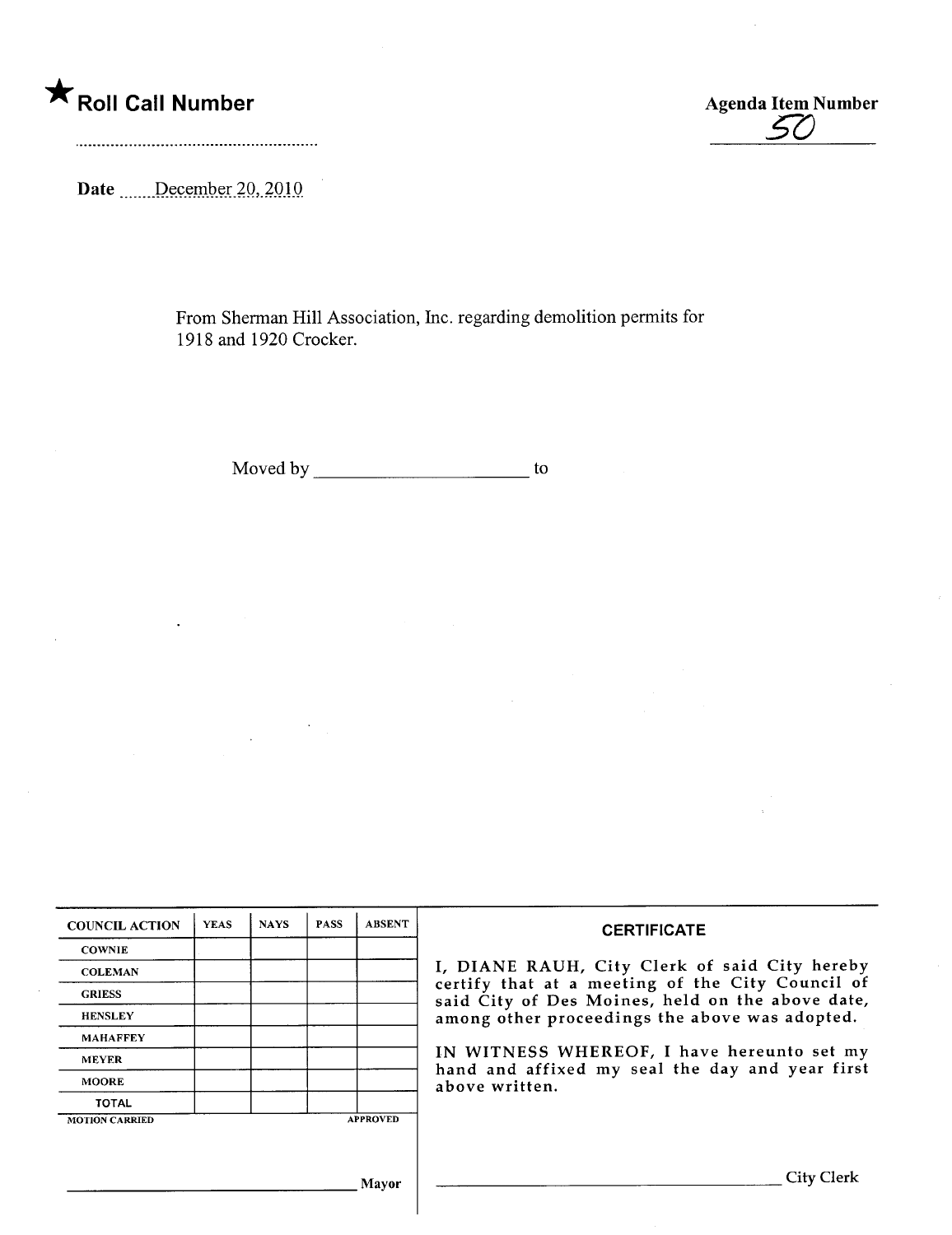★ **Roll Call Number** ..........................................................

**Agenda Item Number** 50

**Date** December 20, 2010

From Sherman Hill Association, Inc. regarding demolition permits for 1918 and 1920 Crocker.

Moved by ______________________ to

| COUNCIL ACTION | YEAS | NAYS | PASS | ABSENT |
|---|---|---|---|---|
| COWNIE | | | | |
| COLEMAN | | | | |
| GRIESS | | | | |
| HENSLEY | | | | |
| MAHAFFEY | | | | |
| MEYER | | | | |
| MOORE | | | | |
| TOTAL | | | | |

MOTION CARRIED APPROVED

______________________________ Mayor

**CERTIFICATE**

I, DIANE RAUH, City Clerk of said City hereby certify that at a meeting of the City Council of said City of Des Moines, held on the above date, among other proceedings the above was adopted.

IN WITNESS WHEREOF, I have hereunto set my hand and affixed my seal the day and year first above written.

______________________________ City Clerk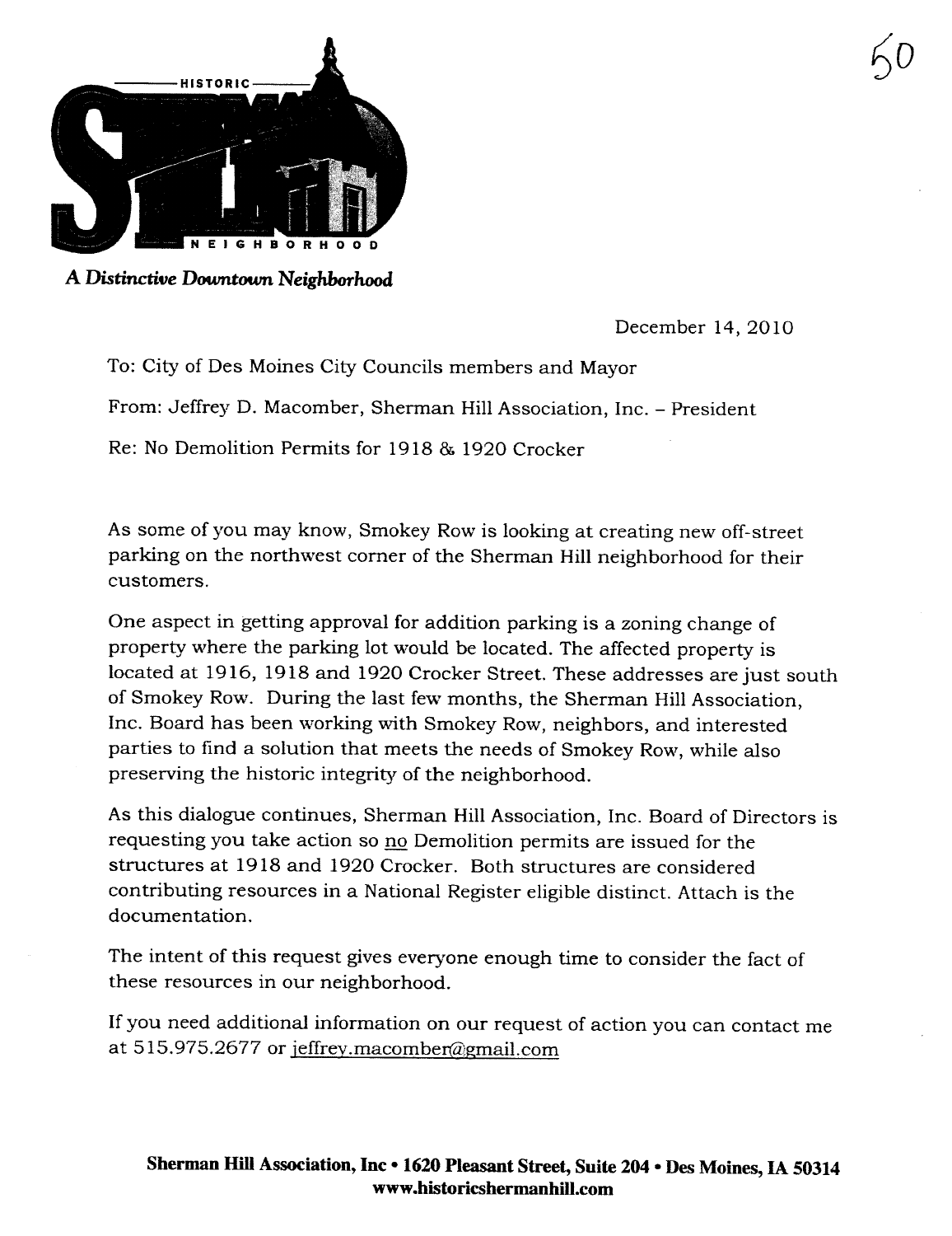HISTORIC

NEIGHBORHOOD

*A Distinctive Downtown Neighborhood*

December 14, 2010

To: City of Des Moines City Councils members and Mayor

From: Jeffrey D. Macomber, Sherman Hill Association, Inc. – President

Re: No Demolition Permits for 1918 & 1920 Crocker

As some of you may know, Smokey Row is looking at creating new off-street parking on the northwest corner of the Sherman Hill neighborhood for their customers.

One aspect in getting approval for addition parking is a zoning change of property where the parking lot would be located. The affected property is located at 1916, 1918 and 1920 Crocker Street. These addresses are just south of Smokey Row. During the last few months, the Sherman Hill Association, Inc. Board has been working with Smokey Row, neighbors, and interested parties to find a solution that meets the needs of Smokey Row, while also preserving the historic integrity of the neighborhood.

As this dialogue continues, Sherman Hill Association, Inc. Board of Directors is requesting you take action so no Demolition permits are issued for the structures at 1918 and 1920 Crocker. Both structures are considered contributing resources in a National Register eligible distinct. Attach is the documentation.

The intent of this request gives everyone enough time to consider the fact of these resources in our neighborhood.

If you need additional information on our request of action you can contact me at 515.975.2677 or jeffrey.macomber@gmail.com

**Sherman Hill Association, Inc • 1620 Pleasant Street, Suite 204 • Des Moines, IA 50314**
**www.historicshermanhill.com**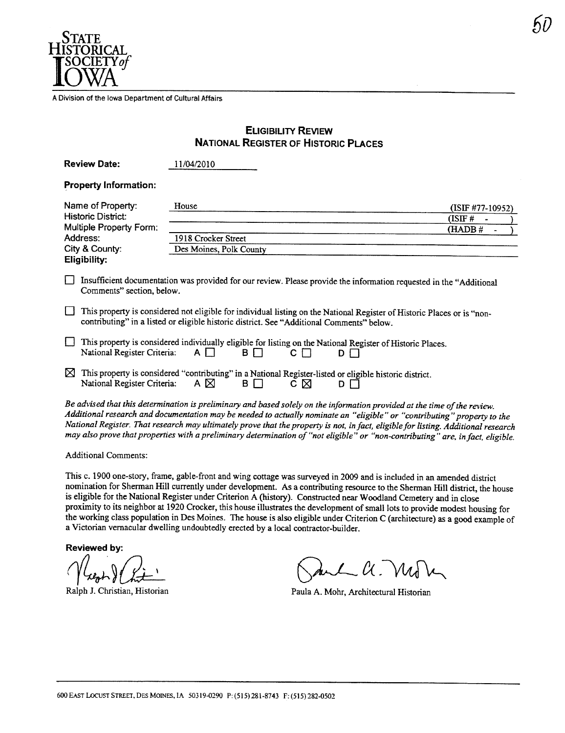STATE HISTORICAL SOCIETY of IOWA

A Division of the Iowa Department of Cultural Affairs

## ELIGIBILITY REVIEW
## NATIONAL REGISTER OF HISTORIC PLACES

**Review Date:** 11/04/2010

**Property Information:**

| | | |
|---|---|---|
| Name of Property: | House | (ISIF #77-10952) |
| Historic District: | | (ISIF # - ) |
| Multiple Property Form: | | (HADB # - ) |
| Address: | 1918 Crocker Street | |
| City & County: | Des Moines, Polk County | |

**Eligibility:**

☐ Insufficient documentation was provided for our review. Please provide the information requested in the "Additional Comments" section, below.

☐ This property is considered not eligible for individual listing on the National Register of Historic Places or is "non-contributing" in a listed or eligible historic district. See "Additional Comments" below.

☐ This property is considered individually eligible for listing on the National Register of Historic Places.
National Register Criteria: A ☐ B ☐ C ☐ D ☐

☒ This property is considered "contributing" in a National Register-listed or eligible historic district.
National Register Criteria: A ☒ B ☐ C ☒ D ☐

*Be advised that this determination is preliminary and based solely on the information provided at the time of the review. Additional research and documentation may be needed to actually nominate an "eligible" or "contributing" property to the National Register. That research may ultimately prove that the property is not, in fact, eligible for listing. Additional research may also prove that properties with a preliminary determination of "not eligible" or "non-contributing" are, in fact, eligible.*

Additional Comments:

This c. 1900 one-story, frame, gable-front and wing cottage was surveyed in 2009 and is included in an amended district nomination for Sherman Hill currently under development. As a contributing resource to the Sherman Hill district, the house is eligible for the National Register under Criterion A (history). Constructed near Woodland Cemetery and in close proximity to its neighbor at 1920 Crocker, this house illustrates the development of small lots to provide modest housing for the working class population in Des Moines. The house is also eligible under Criterion C (architecture) as a good example of a Victorian vernacular dwelling undoubtedly erected by a local contractor-builder.

**Reviewed by:**

Ralph J. Christian, Historian

Paula A. Mohr, Architectural Historian

600 EAST LOCUST STREET, DES MOINES, IA 50319-0290 P: (515) 281-8743 F: (515) 282-0502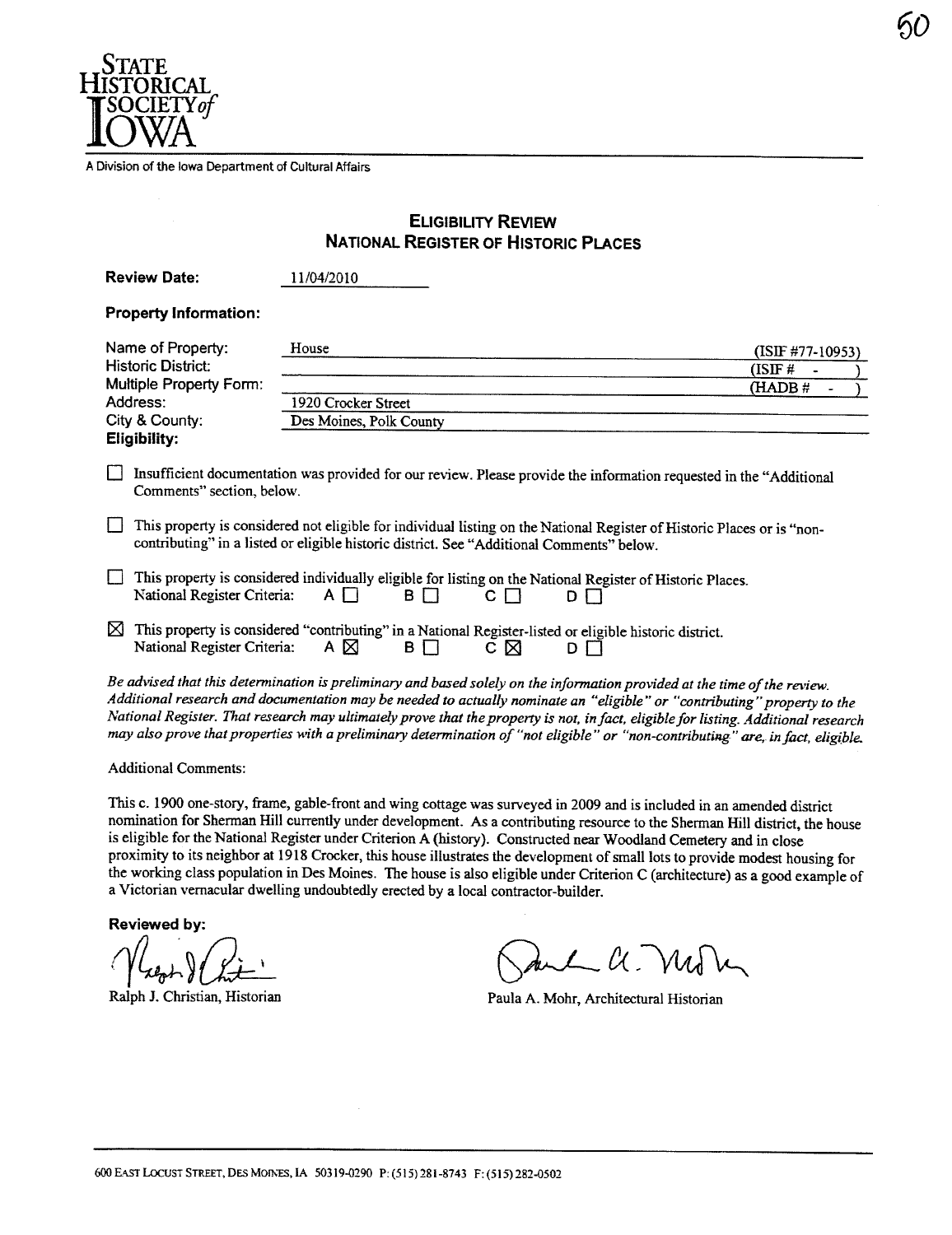STATE HISTORICAL SOCIETY of IOWA

A Division of the Iowa Department of Cultural Affairs

## ELIGIBILITY REVIEW
## NATIONAL REGISTER OF HISTORIC PLACES

**Review Date:** 11/04/2010

**Property Information:**

| | | |
|---|---|---|
| Name of Property: | House | (ISIF #77-10953) |
| Historic District: | | (ISIF # - ) |
| Multiple Property Form: | | (HADB # - ) |
| Address: | 1920 Crocker Street | |
| City & County: | Des Moines, Polk County | |

**Eligibility:**

☐ Insufficient documentation was provided for our review. Please provide the information requested in the "Additional Comments" section, below.

☐ This property is considered not eligible for individual listing on the National Register of Historic Places or is "non-contributing" in a listed or eligible historic district. See "Additional Comments" below.

☐ This property is considered individually eligible for listing on the National Register of Historic Places.
National Register Criteria: A ☐ B ☐ C ☐ D ☐

☒ This property is considered "contributing" in a National Register-listed or eligible historic district.
National Register Criteria: A ☒ B ☐ C ☒ D ☐

*Be advised that this determination is preliminary and based solely on the information provided at the time of the review. Additional research and documentation may be needed to actually nominate an "eligible" or "contributing" property to the National Register. That research may ultimately prove that the property is not, in fact, eligible for listing. Additional research may also prove that properties with a preliminary determination of "not eligible" or "non-contributing" are, in fact, eligible.*

Additional Comments:

This c. 1900 one-story, frame, gable-front and wing cottage was surveyed in 2009 and is included in an amended district nomination for Sherman Hill currently under development. As a contributing resource to the Sherman Hill district, the house is eligible for the National Register under Criterion A (history). Constructed near Woodland Cemetery and in close proximity to its neighbor at 1918 Crocker, this house illustrates the development of small lots to provide modest housing for the working class population in Des Moines. The house is also eligible under Criterion C (architecture) as a good example of a Victorian vernacular dwelling undoubtedly erected by a local contractor-builder.

**Reviewed by:**

Ralph J. Christian, Historian

Paula A. Mohr, Architectural Historian

600 EAST LOCUST STREET, DES MOINES, IA 50319-0290 P: (515) 281-8743 F: (515) 282-0502